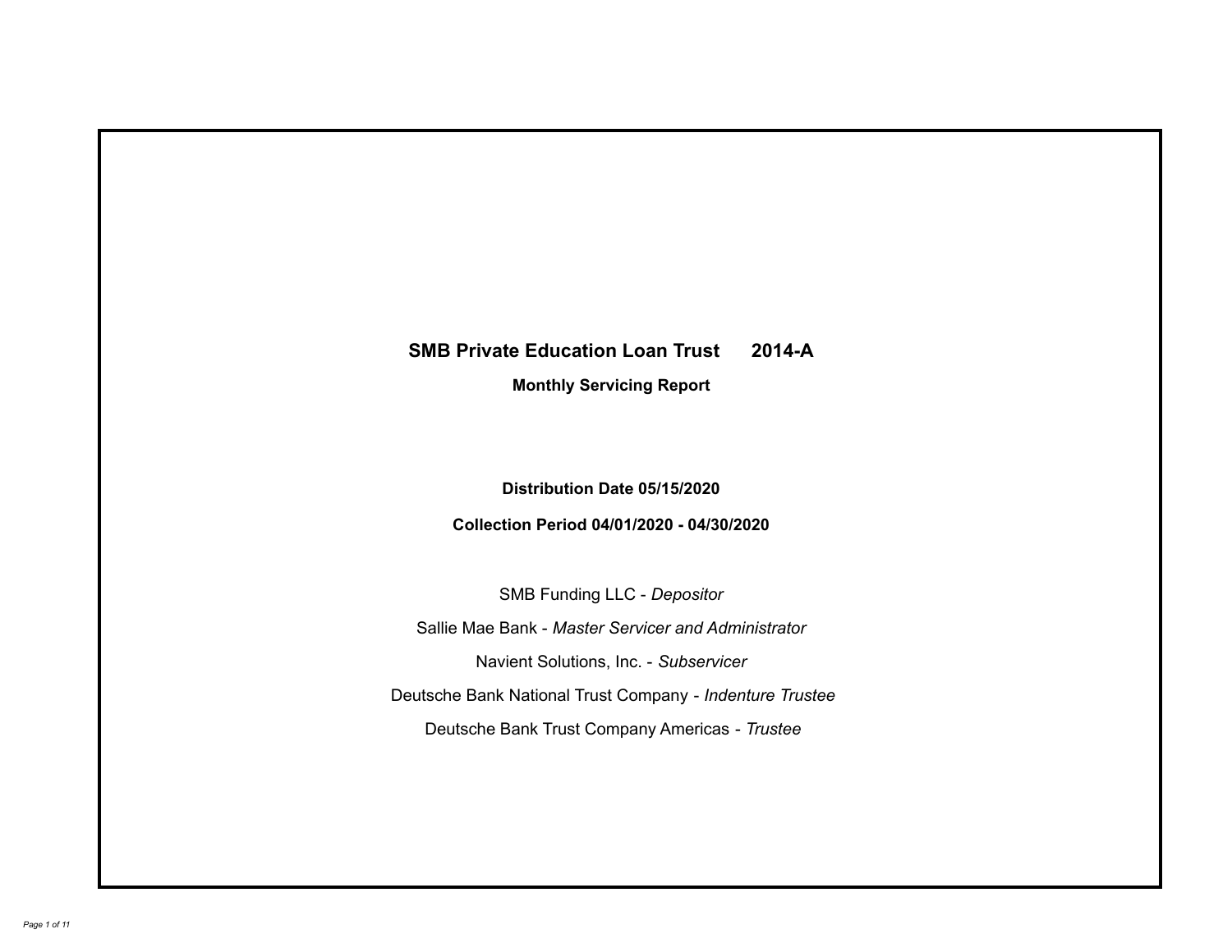# SMB Private Education Loan Trust 2014-A

**Monthly Servicing Report**

**Distribution Date 05/15/2020**

**Collection Period 04/01/2020 - 04/30/2020**

SMB Funding LLC - *Depositor*

Sallie Mae Bank - *Master Servicer and Administrator*

Navient Solutions, Inc. - *Subservicer*

Deutsche Bank National Trust Company - *Indenture Trustee*

Deutsche Bank Trust Company Americas - *Trustee*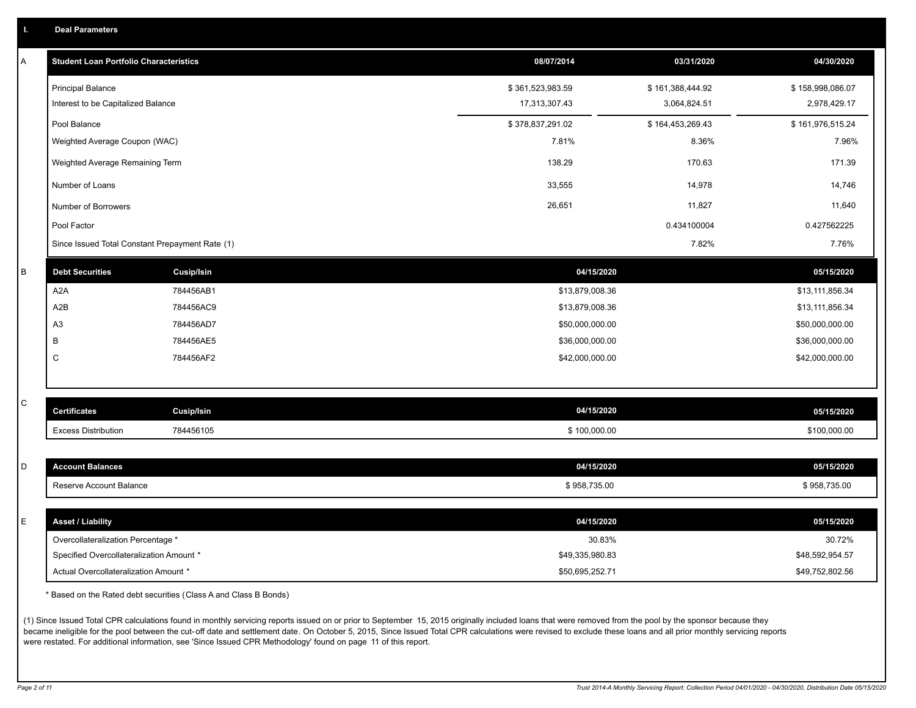## I. Deal Parameters

### A

| Student Loan Portfolio Characteristics | 08/07/2014 | 03/31/2020 | 04/30/2020 |
|---|---|---|---|
| Principal Balance | $ 361,523,983.59 | $ 161,388,444.92 | $ 158,998,086.07 |
| Interest to be Capitalized Balance | 17,313,307.43 | 3,064,824.51 | 2,978,429.17 |
| Pool Balance | $ 378,837,291.02 | $ 164,453,269.43 | $ 161,976,515.24 |
| Weighted Average Coupon (WAC) | 7.81% | 8.36% | 7.96% |
| Weighted Average Remaining Term | 138.29 | 170.63 | 171.39 |
| Number of Loans | 33,555 | 14,978 | 14,746 |
| Number of Borrowers | 26,651 | 11,827 | 11,640 |
| Pool Factor | | 0.434100004 | 0.427562225 |
| Since Issued Total Constant Prepayment Rate (1) | | 7.82% | 7.76% |

### B

| Debt Securities | Cusip/Isin | 04/15/2020 | 05/15/2020 |
|---|---|---|---|
| A2A | 784456AB1 | $13,879,008.36 | $13,111,856.34 |
| A2B | 784456AC9 | $13,879,008.36 | $13,111,856.34 |
| A3 | 784456AD7 | $50,000,000.00 | $50,000,000.00 |
| B | 784456AE5 | $36,000,000.00 | $36,000,000.00 |
| C | 784456AF2 | $42,000,000.00 | $42,000,000.00 |

### C

| Certificates | Cusip/Isin | 04/15/2020 | 05/15/2020 |
|---|---|---|---|
| Excess Distribution | 784456105 | $ 100,000.00 | $100,000.00 |

### D

| Account Balances | 04/15/2020 | 05/15/2020 |
|---|---|---|
| Reserve Account Balance | $ 958,735.00 | $ 958,735.00 |

### E

| Asset / Liability | 04/15/2020 | 05/15/2020 |
|---|---|---|
| Overcollateralization Percentage * | 30.83% | 30.72% |
| Specified Overcollateralization Amount * | $49,335,980.83 | $48,592,954.57 |
| Actual Overcollateralization Amount * | $50,695,252.71 | $49,752,802.56 |

* Based on the Rated debt securities (Class A and Class B Bonds)

(1) Since Issued Total CPR calculations found in monthly servicing reports issued on or prior to September 15, 2015 originally included loans that were removed from the pool by the sponsor because they became ineligible for the pool between the cut-off date and settlement date. On October 5, 2015, Since Issued Total CPR calculations were revised to exclude these loans and all prior monthly servicing reports were restated. For additional information, see 'Since Issued CPR Methodology' found on page 11 of this report.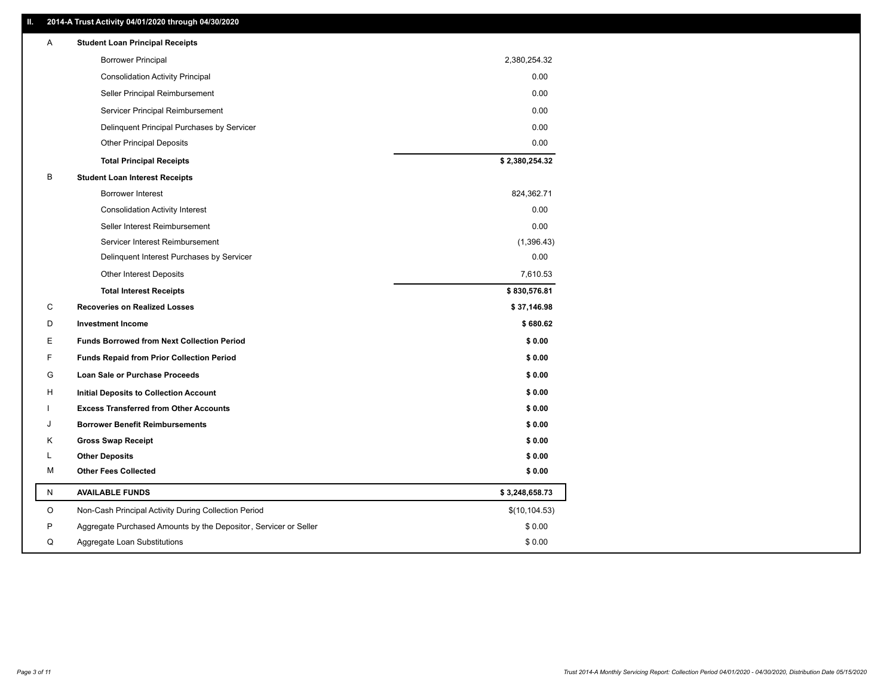## II. 2014-A Trust Activity 04/01/2020 through 04/30/2020

| | | |
|---|---|---|
| A | **Student Loan Principal Receipts** | |
| | Borrower Principal | 2,380,254.32 |
| | Consolidation Activity Principal | 0.00 |
| | Seller Principal Reimbursement | 0.00 |
| | Servicer Principal Reimbursement | 0.00 |
| | Delinquent Principal Purchases by Servicer | 0.00 |
| | Other Principal Deposits | 0.00 |
| | **Total Principal Receipts** | **$ 2,380,254.32** |
| B | **Student Loan Interest Receipts** | |
| | Borrower Interest | 824,362.71 |
| | Consolidation Activity Interest | 0.00 |
| | Seller Interest Reimbursement | 0.00 |
| | Servicer Interest Reimbursement | (1,396.43) |
| | Delinquent Interest Purchases by Servicer | 0.00 |
| | Other Interest Deposits | 7,610.53 |
| | **Total Interest Receipts** | **$ 830,576.81** |
| C | **Recoveries on Realized Losses** | **$ 37,146.98** |
| D | **Investment Income** | **$ 680.62** |
| E | **Funds Borrowed from Next Collection Period** | **$ 0.00** |
| F | **Funds Repaid from Prior Collection Period** | **$ 0.00** |
| G | **Loan Sale or Purchase Proceeds** | **$ 0.00** |
| H | **Initial Deposits to Collection Account** | **$ 0.00** |
| I | **Excess Transferred from Other Accounts** | **$ 0.00** |
| J | **Borrower Benefit Reimbursements** | **$ 0.00** |
| K | **Gross Swap Receipt** | **$ 0.00** |
| L | **Other Deposits** | **$ 0.00** |
| M | **Other Fees Collected** | **$ 0.00** |
| N | **AVAILABLE FUNDS** | **$ 3,248,658.73** |
| O | Non-Cash Principal Activity During Collection Period | $(10,104.53) |
| P | Aggregate Purchased Amounts by the Depositor, Servicer or Seller | $ 0.00 |
| Q | Aggregate Loan Substitutions | $ 0.00 |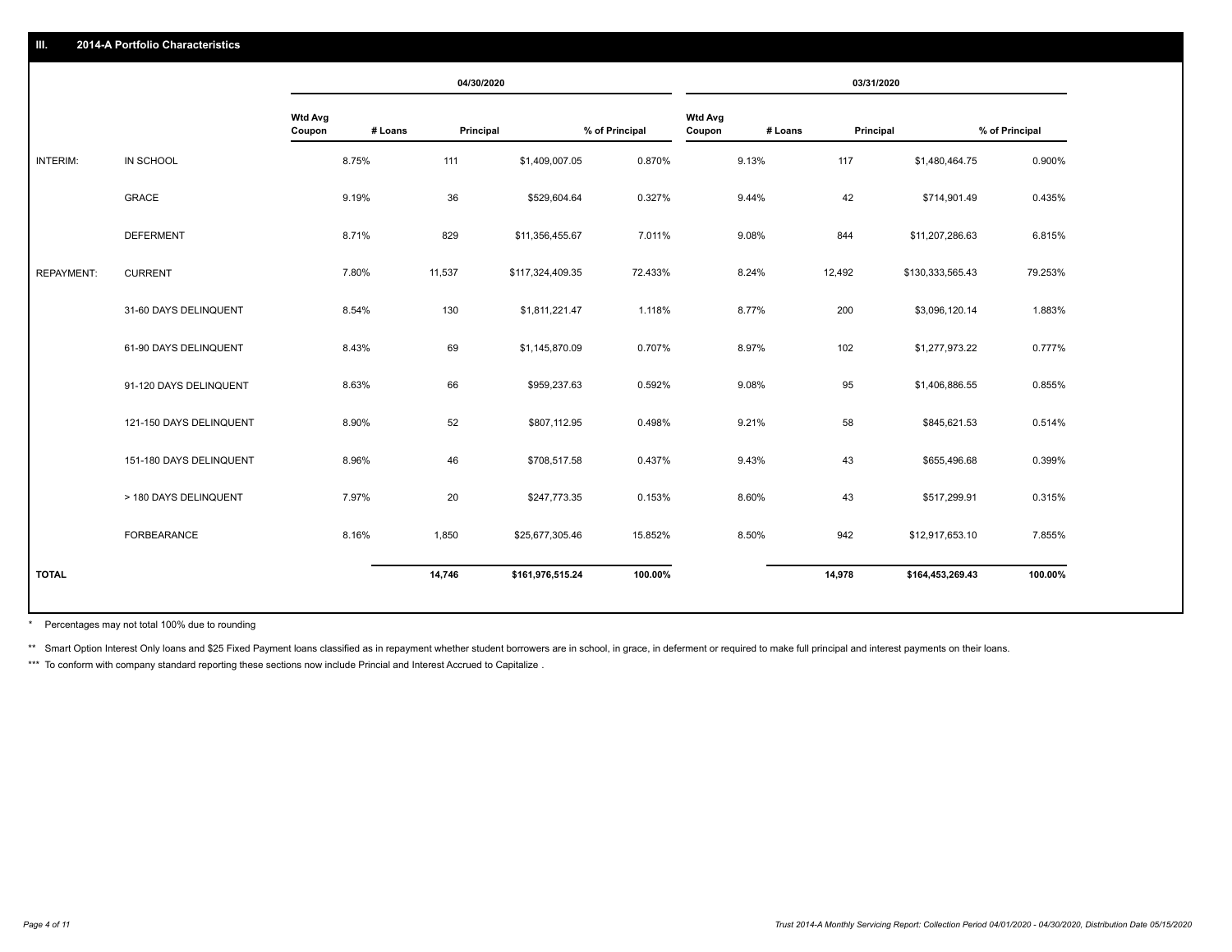## III. 2014-A Portfolio Characteristics

| | | 04/30/2020 | | | | 03/31/2020 | | | |
|---|---|---|---|---|---|---|---|---|---|
| | | Wtd Avg Coupon | # Loans | Principal | % of Principal | Wtd Avg Coupon | # Loans | Principal | % of Principal |
| INTERIM: | IN SCHOOL | 8.75% | 111 | $1,409,007.05 | 0.870% | 9.13% | 117 | $1,480,464.75 | 0.900% |
| | GRACE | 9.19% | 36 | $529,604.64 | 0.327% | 9.44% | 42 | $714,901.49 | 0.435% |
| | DEFERMENT | 8.71% | 829 | $11,356,455.67 | 7.011% | 9.08% | 844 | $11,207,286.63 | 6.815% |
| REPAYMENT: | CURRENT | 7.80% | 11,537 | $117,324,409.35 | 72.433% | 8.24% | 12,492 | $130,333,565.43 | 79.253% |
| | 31-60 DAYS DELINQUENT | 8.54% | 130 | $1,811,221.47 | 1.118% | 8.77% | 200 | $3,096,120.14 | 1.883% |
| | 61-90 DAYS DELINQUENT | 8.43% | 69 | $1,145,870.09 | 0.707% | 8.97% | 102 | $1,277,973.22 | 0.777% |
| | 91-120 DAYS DELINQUENT | 8.63% | 66 | $959,237.63 | 0.592% | 9.08% | 95 | $1,406,886.55 | 0.855% |
| | 121-150 DAYS DELINQUENT | 8.90% | 52 | $807,112.95 | 0.498% | 9.21% | 58 | $845,621.53 | 0.514% |
| | 151-180 DAYS DELINQUENT | 8.96% | 46 | $708,517.58 | 0.437% | 9.43% | 43 | $655,496.68 | 0.399% |
| | > 180 DAYS DELINQUENT | 7.97% | 20 | $247,773.35 | 0.153% | 8.60% | 43 | $517,299.91 | 0.315% |
| | FORBEARANCE | 8.16% | 1,850 | $25,677,305.46 | 15.852% | 8.50% | 942 | $12,917,653.10 | 7.855% |
| **TOTAL** | | | **14,746** | **$161,976,515.24** | **100.00%** | | **14,978** | **$164,453,269.43** | **100.00%** |

\* Percentages may not total 100% due to rounding

\*\* Smart Option Interest Only loans and $25 Fixed Payment loans classified as in repayment whether student borrowers are in school, in grace, in deferment or required to make full principal and interest payments on their loans.

\*\*\* To conform with company standard reporting these sections now include Princial and Interest Accrued to Capitalize .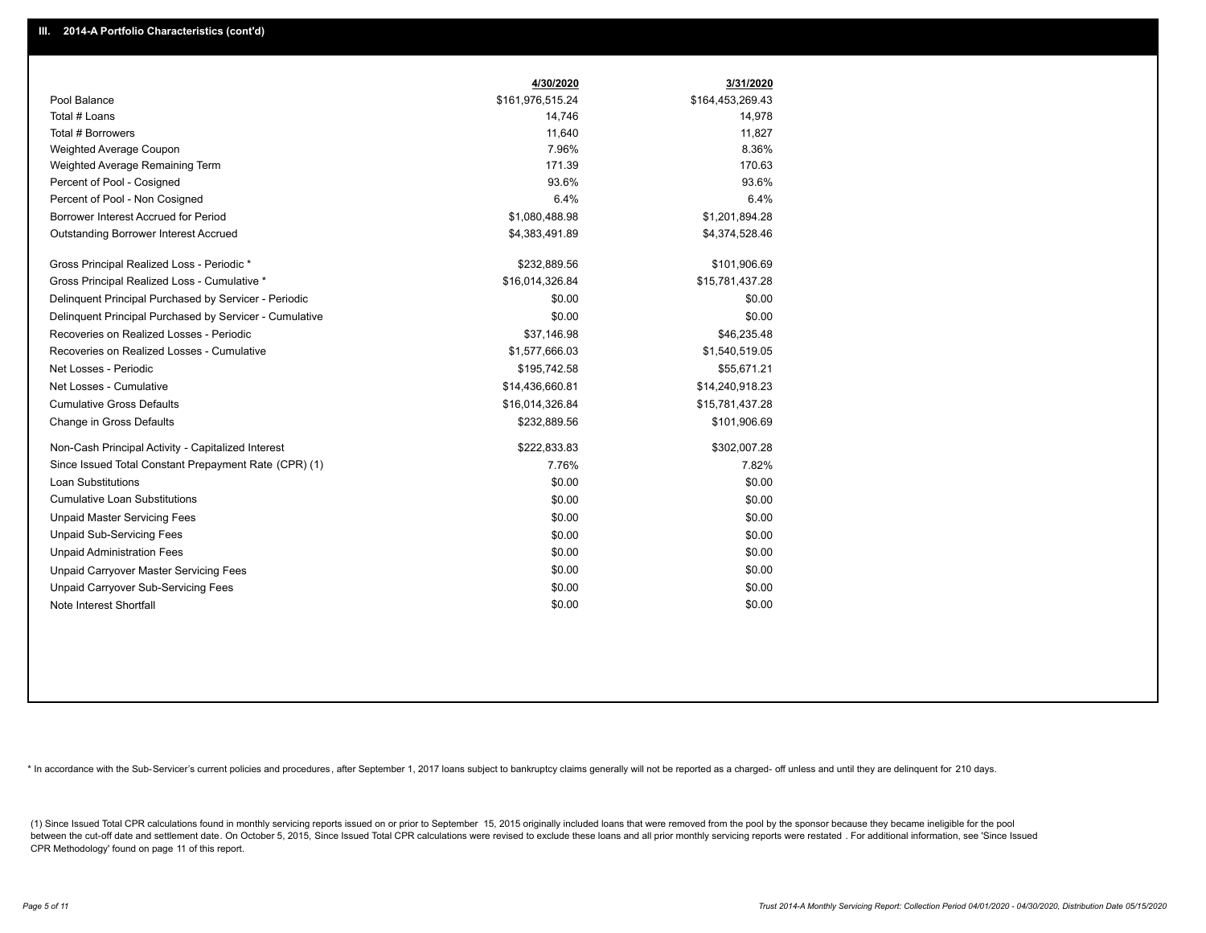## III. 2014-A Portfolio Characteristics (cont'd)

| | 4/30/2020 | 3/31/2020 |
|---|---|---|
| Pool Balance | $161,976,515.24 | $164,453,269.43 |
| Total # Loans | 14,746 | 14,978 |
| Total # Borrowers | 11,640 | 11,827 |
| Weighted Average Coupon | 7.96% | 8.36% |
| Weighted Average Remaining Term | 171.39 | 170.63 |
| Percent of Pool - Cosigned | 93.6% | 93.6% |
| Percent of Pool - Non Cosigned | 6.4% | 6.4% |
| Borrower Interest Accrued for Period | $1,080,488.98 | $1,201,894.28 |
| Outstanding Borrower Interest Accrued | $4,383,491.89 | $4,374,528.46 |
| Gross Principal Realized Loss - Periodic * | $232,889.56 | $101,906.69 |
| Gross Principal Realized Loss - Cumulative * | $16,014,326.84 | $15,781,437.28 |
| Delinquent Principal Purchased by Servicer - Periodic | $0.00 | $0.00 |
| Delinquent Principal Purchased by Servicer - Cumulative | $0.00 | $0.00 |
| Recoveries on Realized Losses - Periodic | $37,146.98 | $46,235.48 |
| Recoveries on Realized Losses - Cumulative | $1,577,666.03 | $1,540,519.05 |
| Net Losses - Periodic | $195,742.58 | $55,671.21 |
| Net Losses - Cumulative | $14,436,660.81 | $14,240,918.23 |
| Cumulative Gross Defaults | $16,014,326.84 | $15,781,437.28 |
| Change in Gross Defaults | $232,889.56 | $101,906.69 |
| Non-Cash Principal Activity - Capitalized Interest | $222,833.83 | $302,007.28 |
| Since Issued Total Constant Prepayment Rate (CPR) (1) | 7.76% | 7.82% |
| Loan Substitutions | $0.00 | $0.00 |
| Cumulative Loan Substitutions | $0.00 | $0.00 |
| Unpaid Master Servicing Fees | $0.00 | $0.00 |
| Unpaid Sub-Servicing Fees | $0.00 | $0.00 |
| Unpaid Administration Fees | $0.00 | $0.00 |
| Unpaid Carryover Master Servicing Fees | $0.00 | $0.00 |
| Unpaid Carryover Sub-Servicing Fees | $0.00 | $0.00 |
| Note Interest Shortfall | $0.00 | $0.00 |

* In accordance with the Sub-Servicer's current policies and procedures, after September 1, 2017 loans subject to bankruptcy claims generally will not be reported as a charged- off unless and until they are delinquent for 210 days.

(1) Since Issued Total CPR calculations found in monthly servicing reports issued on or prior to September 15, 2015 originally included loans that were removed from the pool by the sponsor because they became ineligible for the pool between the cut-off date and settlement date. On October 5, 2015, Since Issued Total CPR calculations were revised to exclude these loans and all prior monthly servicing reports were restated . For additional information, see 'Since Issued CPR Methodology' found on page 11 of this report.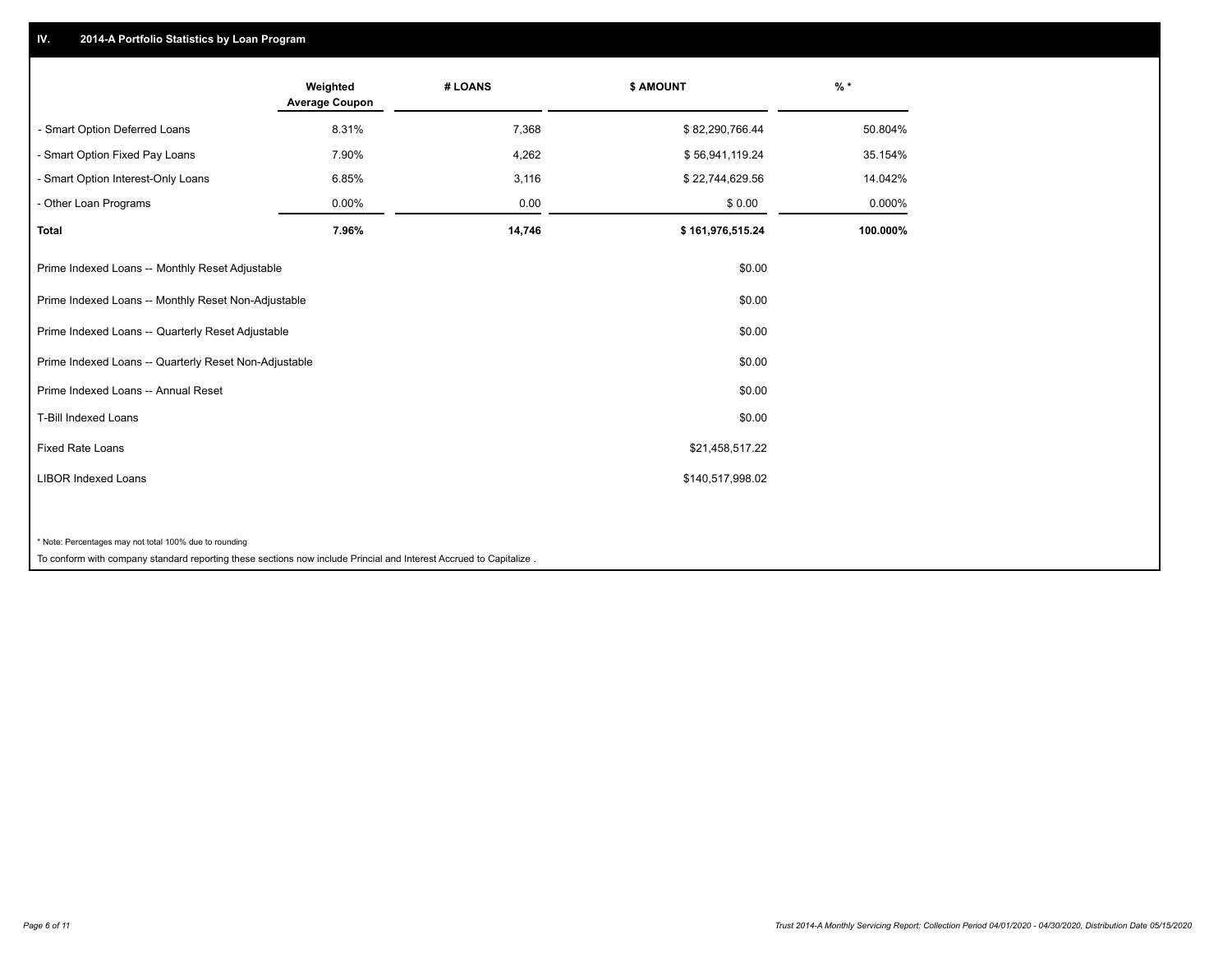## IV. 2014-A Portfolio Statistics by Loan Program

| | Weighted Average Coupon | # LOANS | $ AMOUNT | % * |
|---|---|---|---|---|
| - Smart Option Deferred Loans | 8.31% | 7,368 | $ 82,290,766.44 | 50.804% |
| - Smart Option Fixed Pay Loans | 7.90% | 4,262 | $ 56,941,119.24 | 35.154% |
| - Smart Option Interest-Only Loans | 6.85% | 3,116 | $ 22,744,629.56 | 14.042% |
| - Other Loan Programs | 0.00% | 0.00 | $ 0.00 | 0.000% |
| **Total** | **7.96%** | **14,746** | **$ 161,976,515.24** | **100.000%** |

| | $ AMOUNT |
|---|---|
| Prime Indexed Loans -- Monthly Reset Adjustable | $0.00 |
| Prime Indexed Loans -- Monthly Reset Non-Adjustable | $0.00 |
| Prime Indexed Loans -- Quarterly Reset Adjustable | $0.00 |
| Prime Indexed Loans -- Quarterly Reset Non-Adjustable | $0.00 |
| Prime Indexed Loans -- Annual Reset | $0.00 |
| T-Bill Indexed Loans | $0.00 |
| Fixed Rate Loans | $21,458,517.22 |
| LIBOR Indexed Loans | $140,517,998.02 |

* Note: Percentages may not total 100% due to rounding

To conform with company standard reporting these sections now include Princial and Interest Accrued to Capitalize .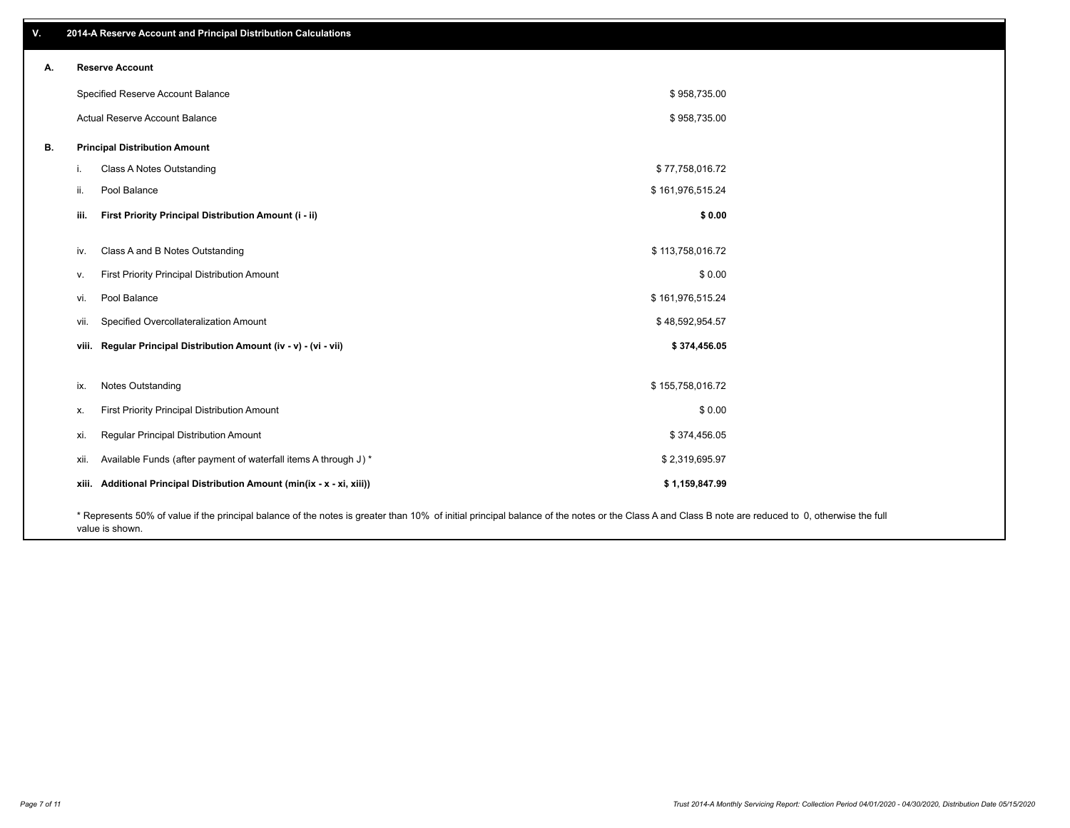## V. 2014-A Reserve Account and Principal Distribution Calculations

### A. Reserve Account

| | |
|---|---|
| Specified Reserve Account Balance | $ 958,735.00 |
| Actual Reserve Account Balance | $ 958,735.00 |

### B. Principal Distribution Amount

| | | |
|---|---|---|
| i. | Class A Notes Outstanding | $ 77,758,016.72 |
| ii. | Pool Balance | $ 161,976,515.24 |
| **iii.** | **First Priority Principal Distribution Amount (i - ii)** | **$ 0.00** |
| iv. | Class A and B Notes Outstanding | $ 113,758,016.72 |
| v. | First Priority Principal Distribution Amount | $ 0.00 |
| vi. | Pool Balance | $ 161,976,515.24 |
| vii. | Specified Overcollateralization Amount | $ 48,592,954.57 |
| **viii.** | **Regular Principal Distribution Amount (iv - v) - (vi - vii)** | **$ 374,456.05** |
| ix. | Notes Outstanding | $ 155,758,016.72 |
| x. | First Priority Principal Distribution Amount | $ 0.00 |
| xi. | Regular Principal Distribution Amount | $ 374,456.05 |
| xii. | Available Funds (after payment of waterfall items A through J) * | $ 2,319,695.97 |
| **xiii.** | **Additional Principal Distribution Amount (min(ix - x - xi, xiii))** | **$ 1,159,847.99** |

* Represents 50% of value if the principal balance of the notes is greater than 10% of initial principal balance of the notes or the Class A and Class B note are reduced to 0, otherwise the full value is shown.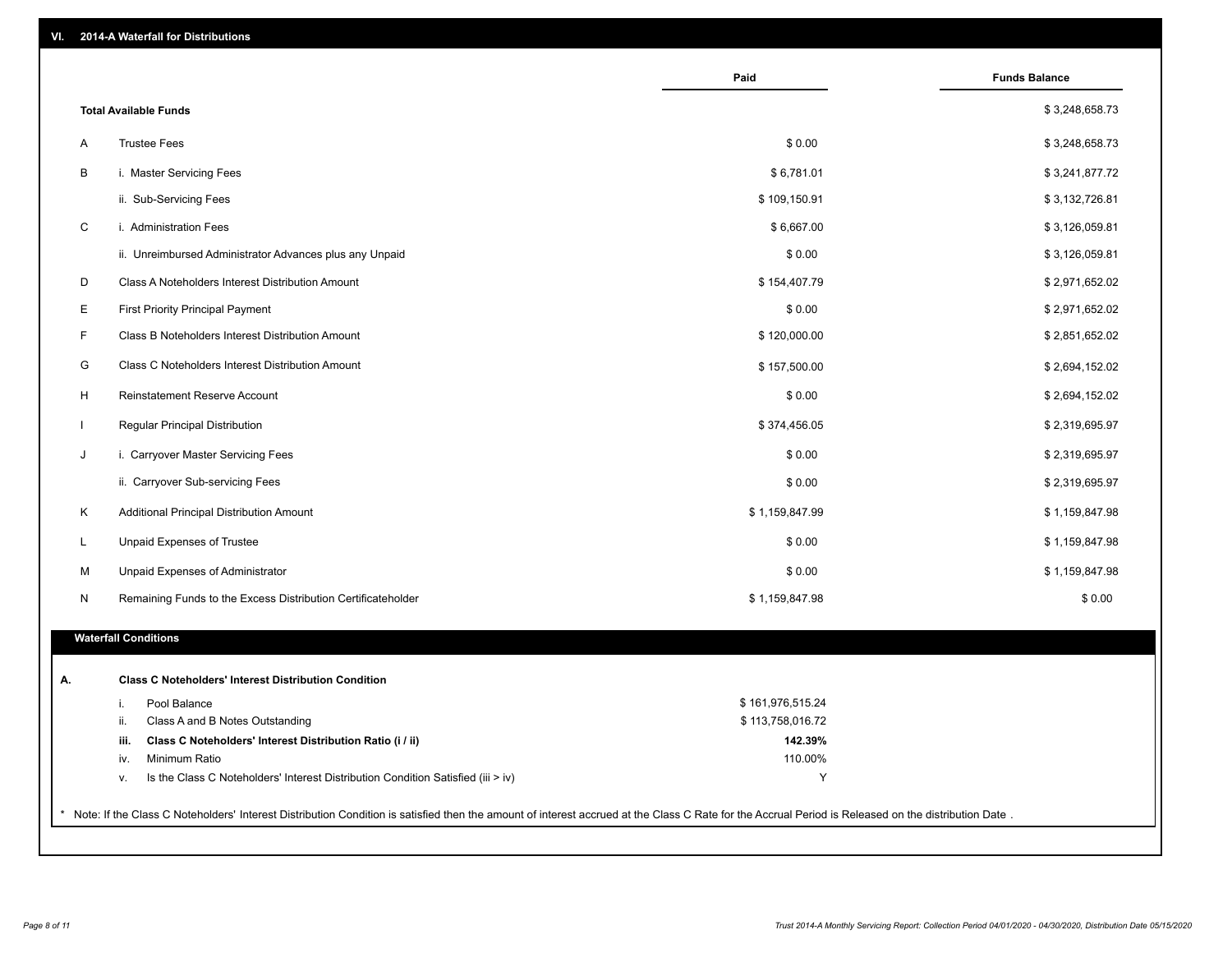## VI. 2014-A Waterfall for Distributions

| | | Paid | Funds Balance |
|---|---|---|---|
| | **Total Available Funds** | | $ 3,248,658.73 |
| A | Trustee Fees | $ 0.00 | $ 3,248,658.73 |
| B | i. Master Servicing Fees | $ 6,781.01 | $ 3,241,877.72 |
| | ii. Sub-Servicing Fees | $ 109,150.91 | $ 3,132,726.81 |
| C | i. Administration Fees | $ 6,667.00 | $ 3,126,059.81 |
| | ii. Unreimbursed Administrator Advances plus any Unpaid | $ 0.00 | $ 3,126,059.81 |
| D | Class A Noteholders Interest Distribution Amount | $ 154,407.79 | $ 2,971,652.02 |
| E | First Priority Principal Payment | $ 0.00 | $ 2,971,652.02 |
| F | Class B Noteholders Interest Distribution Amount | $ 120,000.00 | $ 2,851,652.02 |
| G | Class C Noteholders Interest Distribution Amount | $ 157,500.00 | $ 2,694,152.02 |
| H | Reinstatement Reserve Account | $ 0.00 | $ 2,694,152.02 |
| I | Regular Principal Distribution | $ 374,456.05 | $ 2,319,695.97 |
| J | i. Carryover Master Servicing Fees | $ 0.00 | $ 2,319,695.97 |
| | ii. Carryover Sub-servicing Fees | $ 0.00 | $ 2,319,695.97 |
| K | Additional Principal Distribution Amount | $ 1,159,847.99 | $ 1,159,847.98 |
| L | Unpaid Expenses of Trustee | $ 0.00 | $ 1,159,847.98 |
| M | Unpaid Expenses of Administrator | $ 0.00 | $ 1,159,847.98 |
| N | Remaining Funds to the Excess Distribution Certificateholder | $ 1,159,847.98 | $ 0.00 |

### Waterfall Conditions

**A. Class C Noteholders' Interest Distribution Condition**

| | | |
|---|---|---|
| i. | Pool Balance | $ 161,976,515.24 |
| ii. | Class A and B Notes Outstanding | $ 113,758,016.72 |
| **iii.** | **Class C Noteholders' Interest Distribution Ratio (i / ii)** | **142.39%** |
| iv. | Minimum Ratio | 110.00% |
| v. | Is the Class C Noteholders' Interest Distribution Condition Satisfied (iii > iv) | Y |

* Note: If the Class C Noteholders' Interest Distribution Condition is satisfied then the amount of interest accrued at the Class C Rate for the Accrual Period is Released on the distribution Date .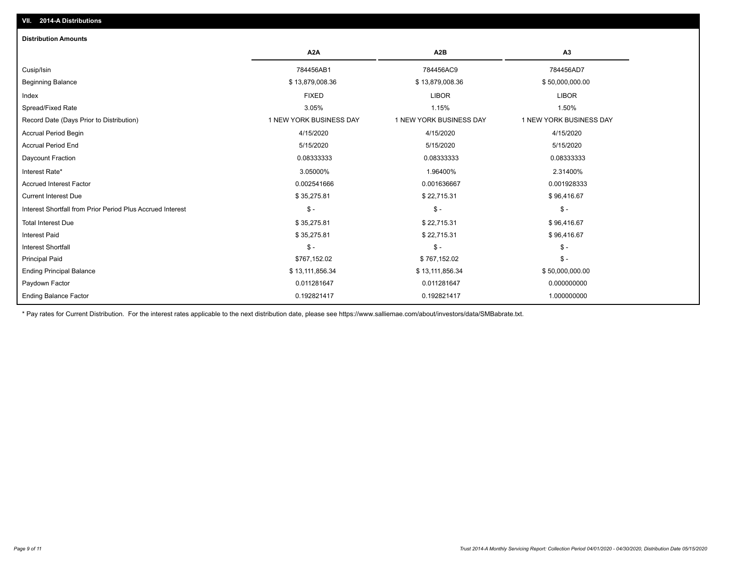## VII. 2014-A Distributions

### Distribution Amounts

| | A2A | A2B | A3 |
|---|---|---|---|
| Cusip/Isin | 784456AB1 | 784456AC9 | 784456AD7 |
| Beginning Balance | $ 13,879,008.36 | $ 13,879,008.36 | $ 50,000,000.00 |
| Index | FIXED | LIBOR | LIBOR |
| Spread/Fixed Rate | 3.05% | 1.15% | 1.50% |
| Record Date (Days Prior to Distribution) | 1 NEW YORK BUSINESS DAY | 1 NEW YORK BUSINESS DAY | 1 NEW YORK BUSINESS DAY |
| Accrual Period Begin | 4/15/2020 | 4/15/2020 | 4/15/2020 |
| Accrual Period End | 5/15/2020 | 5/15/2020 | 5/15/2020 |
| Daycount Fraction | 0.08333333 | 0.08333333 | 0.08333333 |
| Interest Rate* | 3.05000% | 1.96400% | 2.31400% |
| Accrued Interest Factor | 0.002541666 | 0.001636667 | 0.001928333 |
| Current Interest Due | $ 35,275.81 | $ 22,715.31 | $ 96,416.67 |
| Interest Shortfall from Prior Period Plus Accrued Interest | $ - | $ - | $ - |
| Total Interest Due | $ 35,275.81 | $ 22,715.31 | $ 96,416.67 |
| Interest Paid | $ 35,275.81 | $ 22,715.31 | $ 96,416.67 |
| Interest Shortfall | $ - | $ - | $ - |
| Principal Paid | $767,152.02 | $ 767,152.02 | $ - |
| Ending Principal Balance | $ 13,111,856.34 | $ 13,111,856.34 | $ 50,000,000.00 |
| Paydown Factor | 0.011281647 | 0.011281647 | 0.000000000 |
| Ending Balance Factor | 0.192821417 | 0.192821417 | 1.000000000 |

* Pay rates for Current Distribution. For the interest rates applicable to the next distribution date, please see https://www.salliemae.com/about/investors/data/SMBabrate.txt.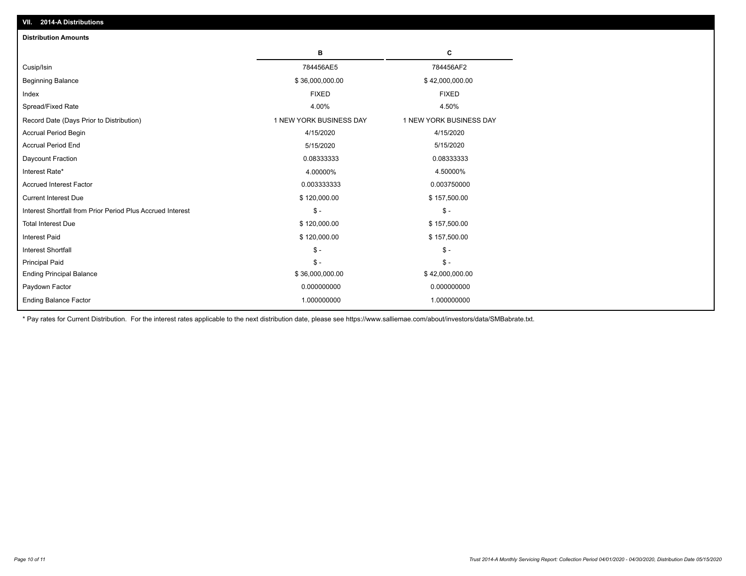## VII. 2014-A Distributions

### Distribution Amounts

| | B | C |
|---|---|---|
| Cusip/Isin | 784456AE5 | 784456AF2 |
| Beginning Balance | $ 36,000,000.00 | $ 42,000,000.00 |
| Index | FIXED | FIXED |
| Spread/Fixed Rate | 4.00% | 4.50% |
| Record Date (Days Prior to Distribution) | 1 NEW YORK BUSINESS DAY | 1 NEW YORK BUSINESS DAY |
| Accrual Period Begin | 4/15/2020 | 4/15/2020 |
| Accrual Period End | 5/15/2020 | 5/15/2020 |
| Daycount Fraction | 0.08333333 | 0.08333333 |
| Interest Rate* | 4.00000% | 4.50000% |
| Accrued Interest Factor | 0.003333333 | 0.003750000 |
| Current Interest Due | $ 120,000.00 | $ 157,500.00 |
| Interest Shortfall from Prior Period Plus Accrued Interest | $ - | $ - |
| Total Interest Due | $ 120,000.00 | $ 157,500.00 |
| Interest Paid | $ 120,000.00 | $ 157,500.00 |
| Interest Shortfall | $ - | $ - |
| Principal Paid | $ - | $ - |
| Ending Principal Balance | $ 36,000,000.00 | $ 42,000,000.00 |
| Paydown Factor | 0.000000000 | 0.000000000 |
| Ending Balance Factor | 1.000000000 | 1.000000000 |

* Pay rates for Current Distribution. For the interest rates applicable to the next distribution date, please see https://www.salliemae.com/about/investors/data/SMBabrate.txt.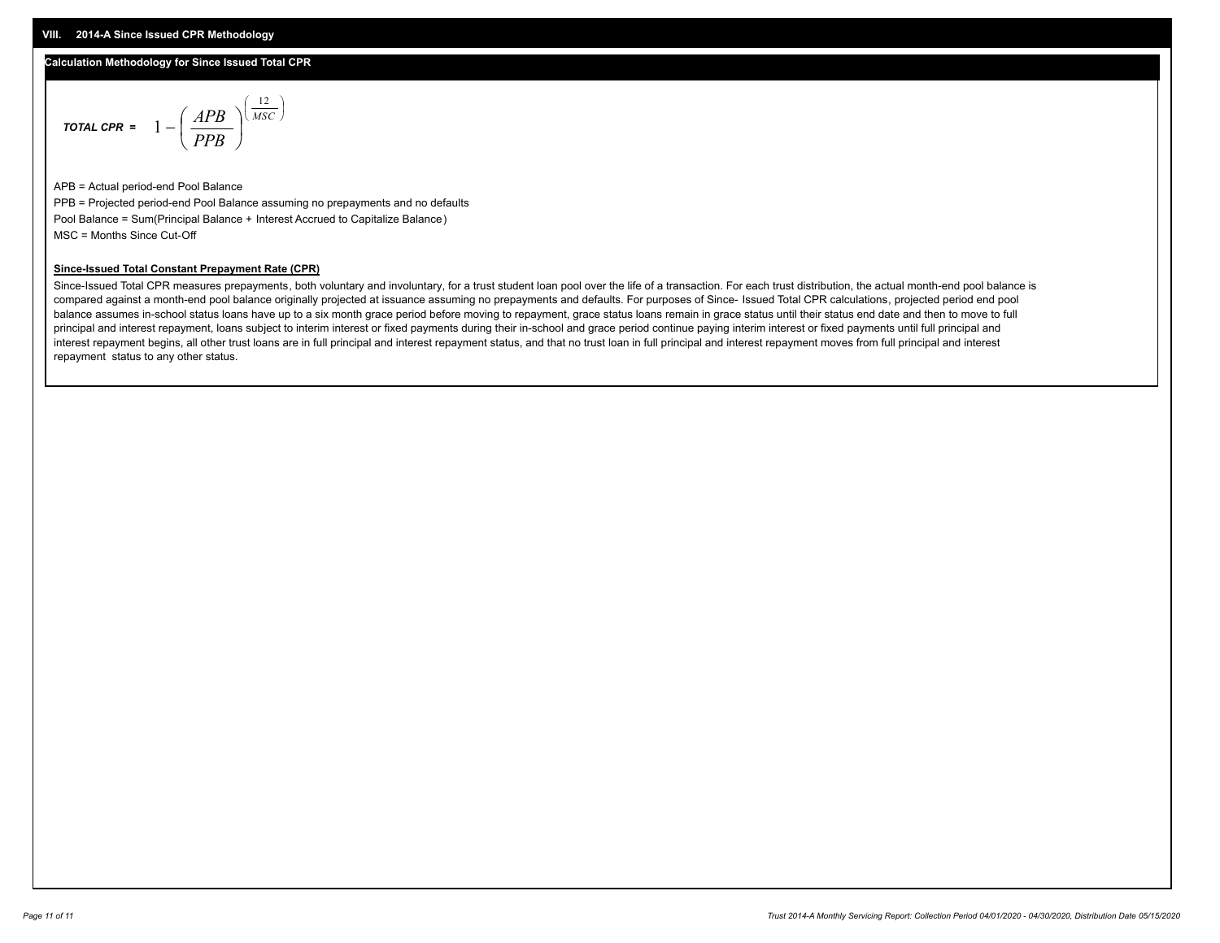## VIII. 2014-A Since Issued CPR Methodology

### Calculation Methodology for Since Issued Total CPR

***TOTAL CPR =*** $$1 - \left( \frac{APB}{PPB} \right)^{\left( \frac{12}{MSC} \right)}$$

APB = Actual period-end Pool Balance

PPB = Projected period-end Pool Balance assuming no prepayments and no defaults

Pool Balance = Sum(Principal Balance + Interest Accrued to Capitalize Balance)

MSC = Months Since Cut-Off

**Since-Issued Total Constant Prepayment Rate (CPR)**

Since-Issued Total CPR measures prepayments, both voluntary and involuntary, for a trust student loan pool over the life of a transaction. For each trust distribution, the actual month-end pool balance is compared against a month-end pool balance originally projected at issuance assuming no prepayments and defaults. For purposes of Since- Issued Total CPR calculations, projected period end pool balance assumes in-school status loans have up to a six month grace period before moving to repayment, grace status loans remain in grace status until their status end date and then to move to full principal and interest repayment, loans subject to interim interest or fixed payments during their in-school and grace period continue paying interim interest or fixed payments until full principal and interest repayment begins, all other trust loans are in full principal and interest repayment status, and that no trust loan in full principal and interest repayment moves from full principal and interest repayment status to any other status.